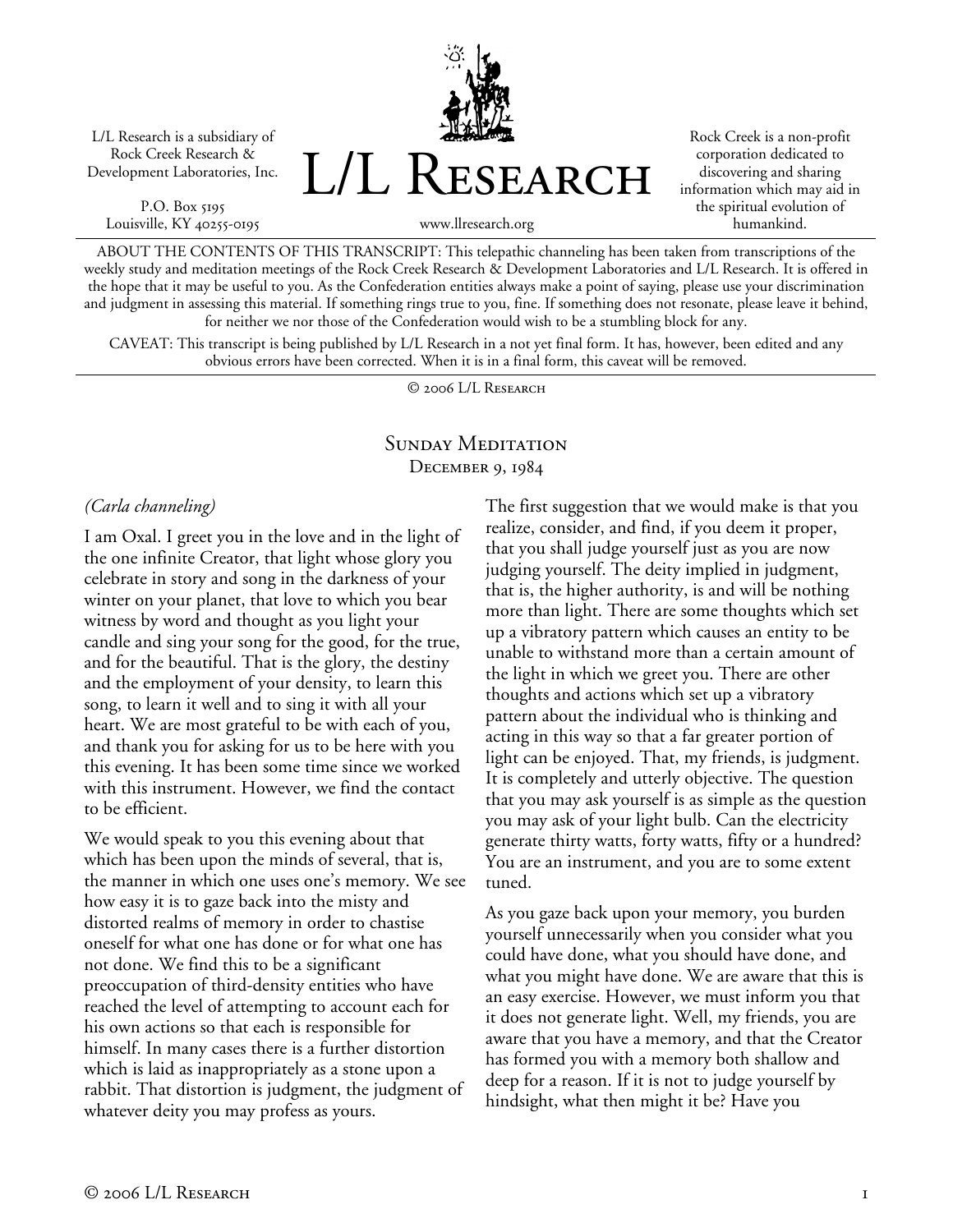L/L Research is a subsidiary of Rock Creek Research & Development Laboratories, Inc.

P.O. Box 5195
Louisville, KY 40255-0195

# L/L Research

www.llresearch.org

Rock Creek is a non-profit corporation dedicated to discovering and sharing information which may aid in the spiritual evolution of humankind.

ABOUT THE CONTENTS OF THIS TRANSCRIPT: This telepathic channeling has been taken from transcriptions of the weekly study and meditation meetings of the Rock Creek Research & Development Laboratories and L/L Research. It is offered in the hope that it may be useful to you. As the Confederation entities always make a point of saying, please use your discrimination and judgment in assessing this material. If something rings true to you, fine. If something does not resonate, please leave it behind, for neither we nor those of the Confederation would wish to be a stumbling block for any.

CAVEAT: This transcript is being published by L/L Research in a not yet final form. It has, however, been edited and any obvious errors have been corrected. When it is in a final form, this caveat will be removed.

© 2006 L/L Research

## Sunday Meditation
## December 9, 1984

*(Carla channeling)*

I am Oxal. I greet you in the love and in the light of the one infinite Creator, that light whose glory you celebrate in story and song in the darkness of your winter on your planet, that love to which you bear witness by word and thought as you light your candle and sing your song for the good, for the true, and for the beautiful. That is the glory, the destiny and the employment of your density, to learn this song, to learn it well and to sing it with all your heart. We are most grateful to be with each of you, and thank you for asking for us to be here with you this evening. It has been some time since we worked with this instrument. However, we find the contact to be efficient.

We would speak to you this evening about that which has been upon the minds of several, that is, the manner in which one uses one's memory. We see how easy it is to gaze back into the misty and distorted realms of memory in order to chastise oneself for what one has done or for what one has not done. We find this to be a significant preoccupation of third-density entities who have reached the level of attempting to account each for his own actions so that each is responsible for himself. In many cases there is a further distortion which is laid as inappropriately as a stone upon a rabbit. That distortion is judgment, the judgment of whatever deity you may profess as yours.

The first suggestion that we would make is that you realize, consider, and find, if you deem it proper, that you shall judge yourself just as you are now judging yourself. The deity implied in judgment, that is, the higher authority, is and will be nothing more than light. There are some thoughts which set up a vibratory pattern which causes an entity to be unable to withstand more than a certain amount of the light in which we greet you. There are other thoughts and actions which set up a vibratory pattern about the individual who is thinking and acting in this way so that a far greater portion of light can be enjoyed. That, my friends, is judgment. It is completely and utterly objective. The question that you may ask yourself is as simple as the question you may ask of your light bulb. Can the electricity generate thirty watts, forty watts, fifty or a hundred? You are an instrument, and you are to some extent tuned.

As you gaze back upon your memory, you burden yourself unnecessarily when you consider what you could have done, what you should have done, and what you might have done. We are aware that this is an easy exercise. However, we must inform you that it does not generate light. Well, my friends, you are aware that you have a memory, and that the Creator has formed you with a memory both shallow and deep for a reason. If it is not to judge yourself by hindsight, what then might it be? Have you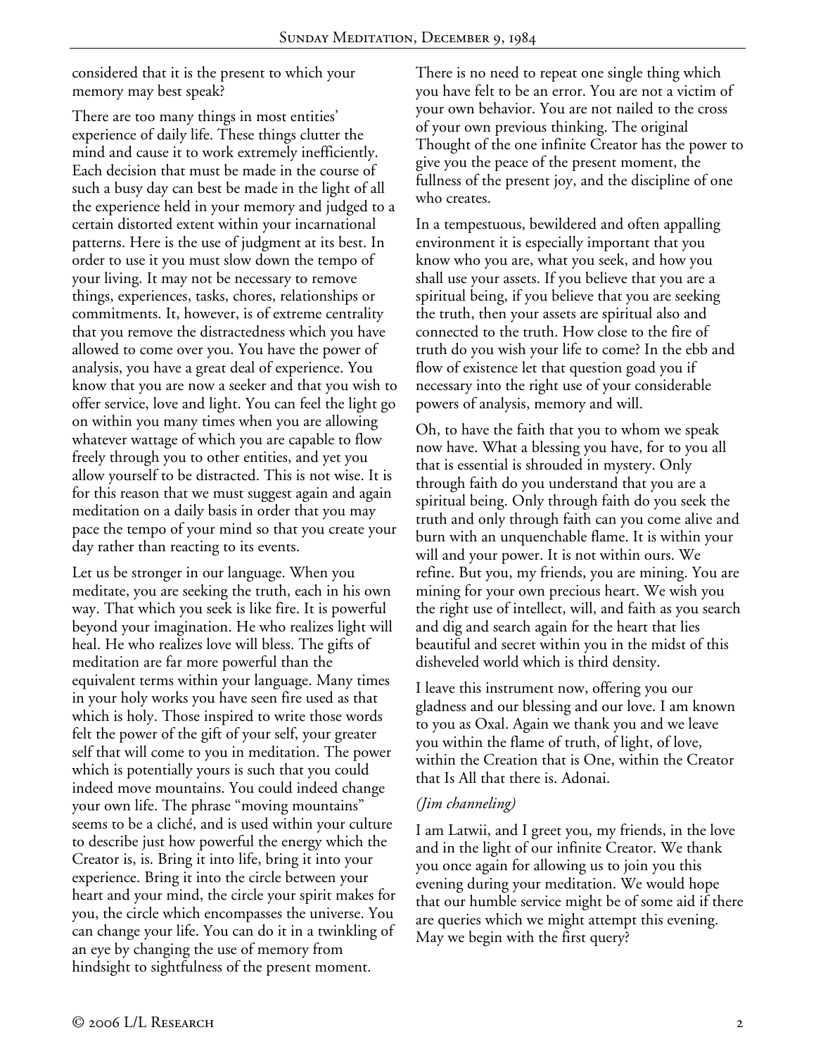considered that it is the present to which your memory may best speak?

There are too many things in most entities' experience of daily life. These things clutter the mind and cause it to work extremely inefficiently. Each decision that must be made in the course of such a busy day can best be made in the light of all the experience held in your memory and judged to a certain distorted extent within your incarnational patterns. Here is the use of judgment at its best. In order to use it you must slow down the tempo of your living. It may not be necessary to remove things, experiences, tasks, chores, relationships or commitments. It, however, is of extreme centrality that you remove the distractedness which you have allowed to come over you. You have the power of analysis, you have a great deal of experience. You know that you are now a seeker and that you wish to offer service, love and light. You can feel the light go on within you many times when you are allowing whatever wattage of which you are capable to flow freely through you to other entities, and yet you allow yourself to be distracted. This is not wise. It is for this reason that we must suggest again and again meditation on a daily basis in order that you may pace the tempo of your mind so that you create your day rather than reacting to its events.

Let us be stronger in our language. When you meditate, you are seeking the truth, each in his own way. That which you seek is like fire. It is powerful beyond your imagination. He who realizes light will heal. He who realizes love will bless. The gifts of meditation are far more powerful than the equivalent terms within your language. Many times in your holy works you have seen fire used as that which is holy. Those inspired to write those words felt the power of the gift of your self, your greater self that will come to you in meditation. The power which is potentially yours is such that you could indeed move mountains. You could indeed change your own life. The phrase "moving mountains" seems to be a cliché, and is used within your culture to describe just how powerful the energy which the Creator is, is. Bring it into life, bring it into your experience. Bring it into the circle between your heart and your mind, the circle your spirit makes for you, the circle which encompasses the universe. You can change your life. You can do it in a twinkling of an eye by changing the use of memory from hindsight to sightfulness of the present moment.

There is no need to repeat one single thing which you have felt to be an error. You are not a victim of your own behavior. You are not nailed to the cross of your own previous thinking. The original Thought of the one infinite Creator has the power to give you the peace of the present moment, the fullness of the present joy, and the discipline of one who creates.

In a tempestuous, bewildered and often appalling environment it is especially important that you know who you are, what you seek, and how you shall use your assets. If you believe that you are a spiritual being, if you believe that you are seeking the truth, then your assets are spiritual also and connected to the truth. How close to the fire of truth do you wish your life to come? In the ebb and flow of existence let that question goad you if necessary into the right use of your considerable powers of analysis, memory and will.

Oh, to have the faith that you to whom we speak now have. What a blessing you have, for to you all that is essential is shrouded in mystery. Only through faith do you understand that you are a spiritual being. Only through faith do you seek the truth and only through faith can you come alive and burn with an unquenchable flame. It is within your will and your power. It is not within ours. We refine. But you, my friends, you are mining. You are mining for your own precious heart. We wish you the right use of intellect, will, and faith as you search and dig and search again for the heart that lies beautiful and secret within you in the midst of this disheveled world which is third density.

I leave this instrument now, offering you our gladness and our blessing and our love. I am known to you as Oxal. Again we thank you and we leave you within the flame of truth, of light, of love, within the Creation that is One, within the Creator that Is All that there is. Adonai.

*(Jim channeling)*

I am Latwii, and I greet you, my friends, in the love and in the light of our infinite Creator. We thank you once again for allowing us to join you this evening during your meditation. We would hope that our humble service might be of some aid if there are queries which we might attempt this evening. May we begin with the first query?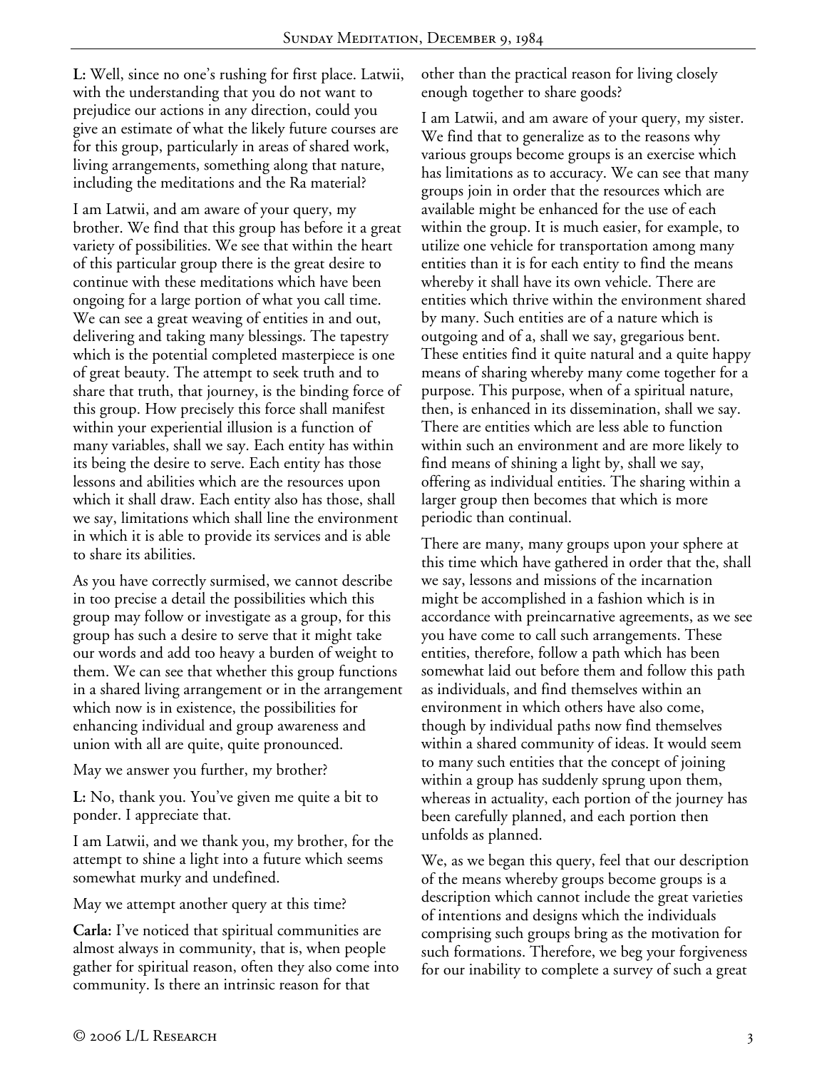**L:** Well, since no one's rushing for first place. Latwii, with the understanding that you do not want to prejudice our actions in any direction, could you give an estimate of what the likely future courses are for this group, particularly in areas of shared work, living arrangements, something along that nature, including the meditations and the Ra material?

I am Latwii, and am aware of your query, my brother. We find that this group has before it a great variety of possibilities. We see that within the heart of this particular group there is the great desire to continue with these meditations which have been ongoing for a large portion of what you call time. We can see a great weaving of entities in and out, delivering and taking many blessings. The tapestry which is the potential completed masterpiece is one of great beauty. The attempt to seek truth and to share that truth, that journey, is the binding force of this group. How precisely this force shall manifest within your experiential illusion is a function of many variables, shall we say. Each entity has within its being the desire to serve. Each entity has those lessons and abilities which are the resources upon which it shall draw. Each entity also has those, shall we say, limitations which shall line the environment in which it is able to provide its services and is able to share its abilities.

As you have correctly surmised, we cannot describe in too precise a detail the possibilities which this group may follow or investigate as a group, for this group has such a desire to serve that it might take our words and add too heavy a burden of weight to them. We can see that whether this group functions in a shared living arrangement or in the arrangement which now is in existence, the possibilities for enhancing individual and group awareness and union with all are quite, quite pronounced.

May we answer you further, my brother?

**L:** No, thank you. You've given me quite a bit to ponder. I appreciate that.

I am Latwii, and we thank you, my brother, for the attempt to shine a light into a future which seems somewhat murky and undefined.

May we attempt another query at this time?

**Carla:** I've noticed that spiritual communities are almost always in community, that is, when people gather for spiritual reason, often they also come into community. Is there an intrinsic reason for that other than the practical reason for living closely enough together to share goods?

I am Latwii, and am aware of your query, my sister. We find that to generalize as to the reasons why various groups become groups is an exercise which has limitations as to accuracy. We can see that many groups join in order that the resources which are available might be enhanced for the use of each within the group. It is much easier, for example, to utilize one vehicle for transportation among many entities than it is for each entity to find the means whereby it shall have its own vehicle. There are entities which thrive within the environment shared by many. Such entities are of a nature which is outgoing and of a, shall we say, gregarious bent. These entities find it quite natural and a quite happy means of sharing whereby many come together for a purpose. This purpose, when of a spiritual nature, then, is enhanced in its dissemination, shall we say. There are entities which are less able to function within such an environment and are more likely to find means of shining a light by, shall we say, offering as individual entities. The sharing within a larger group then becomes that which is more periodic than continual.

There are many, many groups upon your sphere at this time which have gathered in order that the, shall we say, lessons and missions of the incarnation might be accomplished in a fashion which is in accordance with preincarnative agreements, as we see you have come to call such arrangements. These entities, therefore, follow a path which has been somewhat laid out before them and follow this path as individuals, and find themselves within an environment in which others have also come, though by individual paths now find themselves within a shared community of ideas. It would seem to many such entities that the concept of joining within a group has suddenly sprung upon them, whereas in actuality, each portion of the journey has been carefully planned, and each portion then unfolds as planned.

We, as we began this query, feel that our description of the means whereby groups become groups is a description which cannot include the great varieties of intentions and designs which the individuals comprising such groups bring as the motivation for such formations. Therefore, we beg your forgiveness for our inability to complete a survey of such a great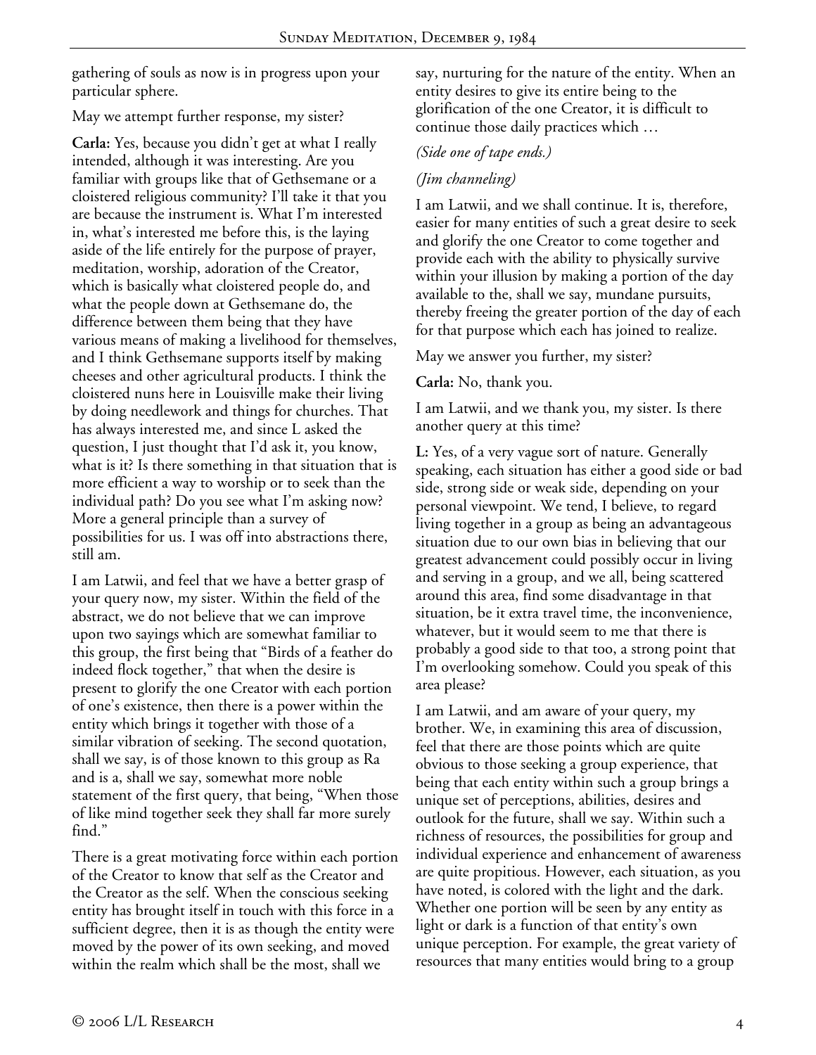gathering of souls as now is in progress upon your particular sphere.

May we attempt further response, my sister?

**Carla:** Yes, because you didn't get at what I really intended, although it was interesting. Are you familiar with groups like that of Gethsemane or a cloistered religious community? I'll take it that you are because the instrument is. What I'm interested in, what's interested me before this, is the laying aside of the life entirely for the purpose of prayer, meditation, worship, adoration of the Creator, which is basically what cloistered people do, and what the people down at Gethsemane do, the difference between them being that they have various means of making a livelihood for themselves, and I think Gethsemane supports itself by making cheeses and other agricultural products. I think the cloistered nuns here in Louisville make their living by doing needlework and things for churches. That has always interested me, and since L asked the question, I just thought that I'd ask it, you know, what is it? Is there something in that situation that is more efficient a way to worship or to seek than the individual path? Do you see what I'm asking now? More a general principle than a survey of possibilities for us. I was off into abstractions there, still am.

I am Latwii, and feel that we have a better grasp of your query now, my sister. Within the field of the abstract, we do not believe that we can improve upon two sayings which are somewhat familiar to this group, the first being that "Birds of a feather do indeed flock together," that when the desire is present to glorify the one Creator with each portion of one's existence, then there is a power within the entity which brings it together with those of a similar vibration of seeking. The second quotation, shall we say, is of those known to this group as Ra and is a, shall we say, somewhat more noble statement of the first query, that being, "When those of like mind together seek they shall far more surely find."

There is a great motivating force within each portion of the Creator to know that self as the Creator and the Creator as the self. When the conscious seeking entity has brought itself in touch with this force in a sufficient degree, then it is as though the entity were moved by the power of its own seeking, and moved within the realm which shall be the most, shall we say, nurturing for the nature of the entity. When an entity desires to give its entire being to the glorification of the one Creator, it is difficult to continue those daily practices which …

*(Side one of tape ends.)*

*(Jim channeling)*

I am Latwii, and we shall continue. It is, therefore, easier for many entities of such a great desire to seek and glorify the one Creator to come together and provide each with the ability to physically survive within your illusion by making a portion of the day available to the, shall we say, mundane pursuits, thereby freeing the greater portion of the day of each for that purpose which each has joined to realize.

May we answer you further, my sister?

**Carla:** No, thank you.

I am Latwii, and we thank you, my sister. Is there another query at this time?

**L:** Yes, of a very vague sort of nature. Generally speaking, each situation has either a good side or bad side, strong side or weak side, depending on your personal viewpoint. We tend, I believe, to regard living together in a group as being an advantageous situation due to our own bias in believing that our greatest advancement could possibly occur in living and serving in a group, and we all, being scattered around this area, find some disadvantage in that situation, be it extra travel time, the inconvenience, whatever, but it would seem to me that there is probably a good side to that too, a strong point that I'm overlooking somehow. Could you speak of this area please?

I am Latwii, and am aware of your query, my brother. We, in examining this area of discussion, feel that there are those points which are quite obvious to those seeking a group experience, that being that each entity within such a group brings a unique set of perceptions, abilities, desires and outlook for the future, shall we say. Within such a richness of resources, the possibilities for group and individual experience and enhancement of awareness are quite propitious. However, each situation, as you have noted, is colored with the light and the dark. Whether one portion will be seen by any entity as light or dark is a function of that entity's own unique perception. For example, the great variety of resources that many entities would bring to a group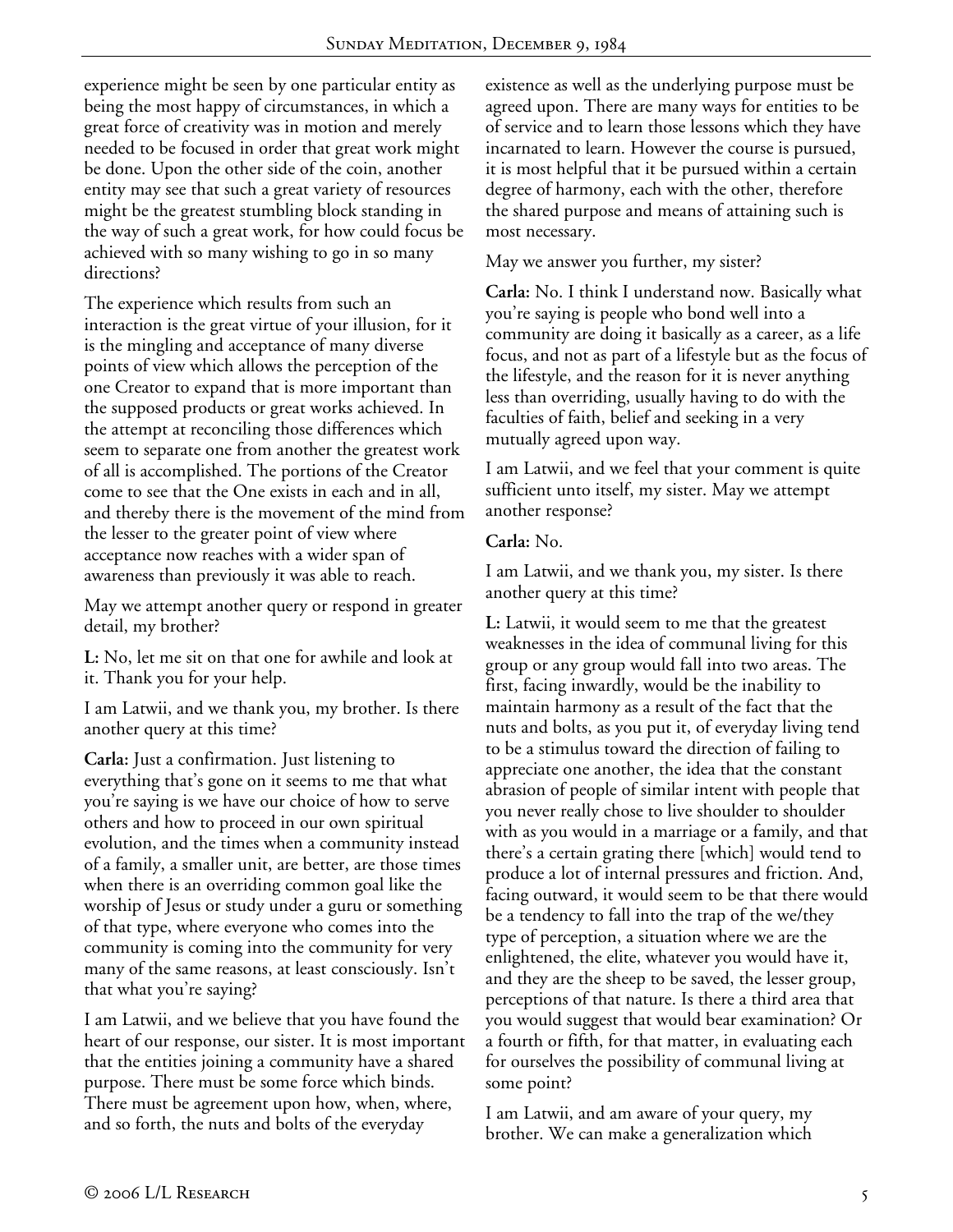experience might be seen by one particular entity as being the most happy of circumstances, in which a great force of creativity was in motion and merely needed to be focused in order that great work might be done. Upon the other side of the coin, another entity may see that such a great variety of resources might be the greatest stumbling block standing in the way of such a great work, for how could focus be achieved with so many wishing to go in so many directions?

The experience which results from such an interaction is the great virtue of your illusion, for it is the mingling and acceptance of many diverse points of view which allows the perception of the one Creator to expand that is more important than the supposed products or great works achieved. In the attempt at reconciling those differences which seem to separate one from another the greatest work of all is accomplished. The portions of the Creator come to see that the One exists in each and in all, and thereby there is the movement of the mind from the lesser to the greater point of view where acceptance now reaches with a wider span of awareness than previously it was able to reach.

May we attempt another query or respond in greater detail, my brother?

**L:** No, let me sit on that one for awhile and look at it. Thank you for your help.

I am Latwii, and we thank you, my brother. Is there another query at this time?

**Carla:** Just a confirmation. Just listening to everything that's gone on it seems to me that what you're saying is we have our choice of how to serve others and how to proceed in our own spiritual evolution, and the times when a community instead of a family, a smaller unit, are better, are those times when there is an overriding common goal like the worship of Jesus or study under a guru or something of that type, where everyone who comes into the community is coming into the community for very many of the same reasons, at least consciously. Isn't that what you're saying?

I am Latwii, and we believe that you have found the heart of our response, our sister. It is most important that the entities joining a community have a shared purpose. There must be some force which binds. There must be agreement upon how, when, where, and so forth, the nuts and bolts of the everyday existence as well as the underlying purpose must be agreed upon. There are many ways for entities to be of service and to learn those lessons which they have incarnated to learn. However the course is pursued, it is most helpful that it be pursued within a certain degree of harmony, each with the other, therefore the shared purpose and means of attaining such is most necessary.

May we answer you further, my sister?

**Carla:** No. I think I understand now. Basically what you're saying is people who bond well into a community are doing it basically as a career, as a life focus, and not as part of a lifestyle but as the focus of the lifestyle, and the reason for it is never anything less than overriding, usually having to do with the faculties of faith, belief and seeking in a very mutually agreed upon way.

I am Latwii, and we feel that your comment is quite sufficient unto itself, my sister. May we attempt another response?

**Carla:** No.

I am Latwii, and we thank you, my sister. Is there another query at this time?

**L:** Latwii, it would seem to me that the greatest weaknesses in the idea of communal living for this group or any group would fall into two areas. The first, facing inwardly, would be the inability to maintain harmony as a result of the fact that the nuts and bolts, as you put it, of everyday living tend to be a stimulus toward the direction of failing to appreciate one another, the idea that the constant abrasion of people of similar intent with people that you never really chose to live shoulder to shoulder with as you would in a marriage or a family, and that there's a certain grating there [which] would tend to produce a lot of internal pressures and friction. And, facing outward, it would seem to be that there would be a tendency to fall into the trap of the we/they type of perception, a situation where we are the enlightened, the elite, whatever you would have it, and they are the sheep to be saved, the lesser group, perceptions of that nature. Is there a third area that you would suggest that would bear examination? Or a fourth or fifth, for that matter, in evaluating each for ourselves the possibility of communal living at some point?

I am Latwii, and am aware of your query, my brother. We can make a generalization which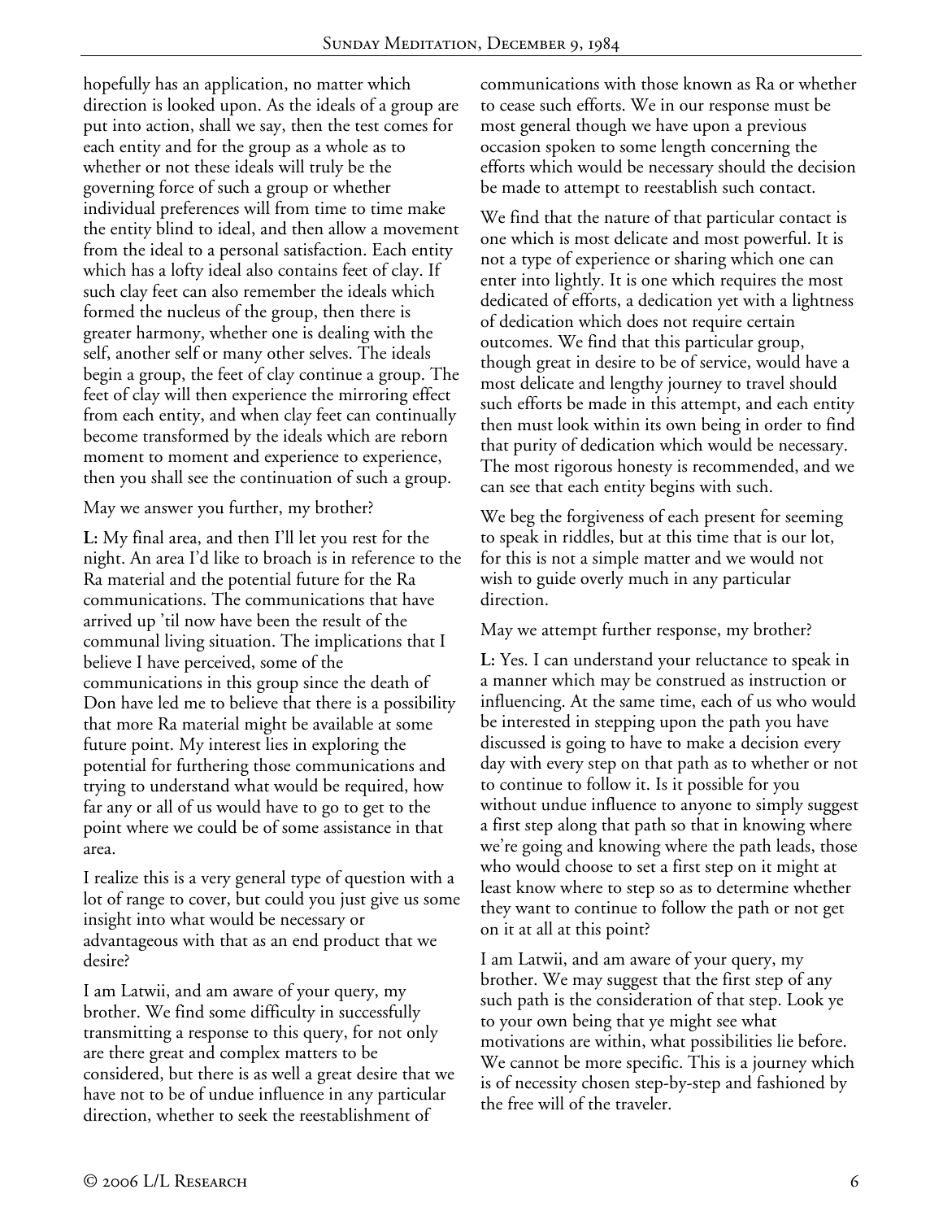hopefully has an application, no matter which direction is looked upon. As the ideals of a group are put into action, shall we say, then the test comes for each entity and for the group as a whole as to whether or not these ideals will truly be the governing force of such a group or whether individual preferences will from time to time make the entity blind to ideal, and then allow a movement from the ideal to a personal satisfaction. Each entity which has a lofty ideal also contains feet of clay. If such clay feet can also remember the ideals which formed the nucleus of the group, then there is greater harmony, whether one is dealing with the self, another self or many other selves. The ideals begin a group, the feet of clay continue a group. The feet of clay will then experience the mirroring effect from each entity, and when clay feet can continually become transformed by the ideals which are reborn moment to moment and experience to experience, then you shall see the continuation of such a group.

May we answer you further, my brother?

**L:** My final area, and then I'll let you rest for the night. An area I'd like to broach is in reference to the Ra material and the potential future for the Ra communications. The communications that have arrived up 'til now have been the result of the communal living situation. The implications that I believe I have perceived, some of the communications in this group since the death of Don have led me to believe that there is a possibility that more Ra material might be available at some future point. My interest lies in exploring the potential for furthering those communications and trying to understand what would be required, how far any or all of us would have to go to get to the point where we could be of some assistance in that area.

I realize this is a very general type of question with a lot of range to cover, but could you just give us some insight into what would be necessary or advantageous with that as an end product that we desire?

I am Latwii, and am aware of your query, my brother. We find some difficulty in successfully transmitting a response to this query, for not only are there great and complex matters to be considered, but there is as well a great desire that we have not to be of undue influence in any particular direction, whether to seek the reestablishment of communications with those known as Ra or whether to cease such efforts. We in our response must be most general though we have upon a previous occasion spoken to some length concerning the efforts which would be necessary should the decision be made to attempt to reestablish such contact.

We find that the nature of that particular contact is one which is most delicate and most powerful. It is not a type of experience or sharing which one can enter into lightly. It is one which requires the most dedicated of efforts, a dedication yet with a lightness of dedication which does not require certain outcomes. We find that this particular group, though great in desire to be of service, would have a most delicate and lengthy journey to travel should such efforts be made in this attempt, and each entity then must look within its own being in order to find that purity of dedication which would be necessary. The most rigorous honesty is recommended, and we can see that each entity begins with such.

We beg the forgiveness of each present for seeming to speak in riddles, but at this time that is our lot, for this is not a simple matter and we would not wish to guide overly much in any particular direction.

May we attempt further response, my brother?

**L:** Yes. I can understand your reluctance to speak in a manner which may be construed as instruction or influencing. At the same time, each of us who would be interested in stepping upon the path you have discussed is going to have to make a decision every day with every step on that path as to whether or not to continue to follow it. Is it possible for you without undue influence to anyone to simply suggest a first step along that path so that in knowing where we're going and knowing where the path leads, those who would choose to set a first step on it might at least know where to step so as to determine whether they want to continue to follow the path or not get on it at all at this point?

I am Latwii, and am aware of your query, my brother. We may suggest that the first step of any such path is the consideration of that step. Look ye to your own being that ye might see what motivations are within, what possibilities lie before. We cannot be more specific. This is a journey which is of necessity chosen step-by-step and fashioned by the free will of the traveler.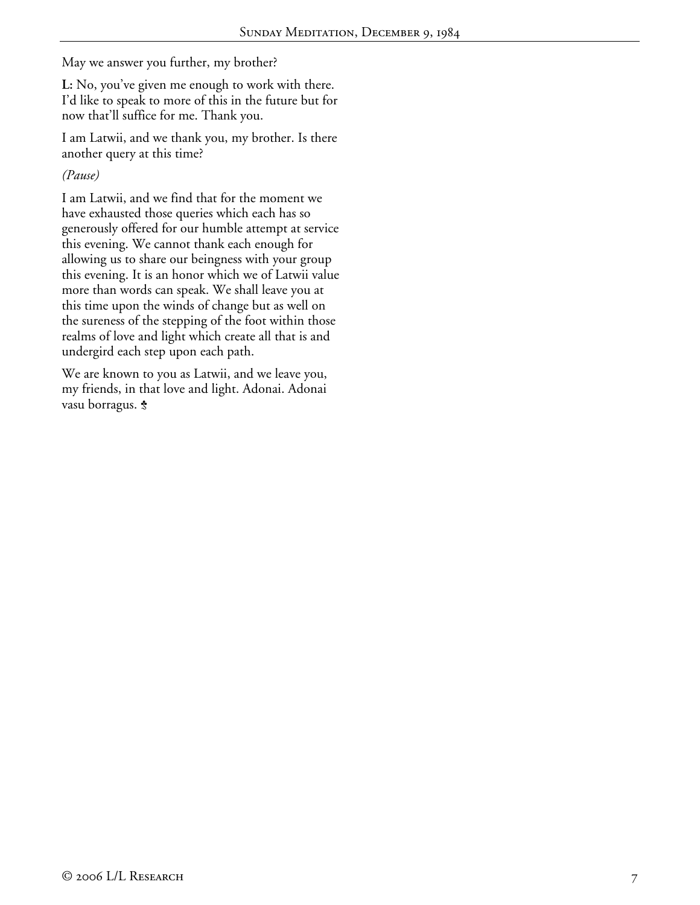May we answer you further, my brother?

**L:** No, you've given me enough to work with there. I'd like to speak to more of this in the future but for now that'll suffice for me. Thank you.

I am Latwii, and we thank you, my brother. Is there another query at this time?

*(Pause)*

I am Latwii, and we find that for the moment we have exhausted those queries which each has so generously offered for our humble attempt at service this evening. We cannot thank each enough for allowing us to share our beingness with your group this evening. It is an honor which we of Latwii value more than words can speak. We shall leave you at this time upon the winds of change but as well on the sureness of the stepping of the foot within those realms of love and light which create all that is and undergird each step upon each path.

We are known to you as Latwii, and we leave you, my friends, in that love and light. Adonai. Adonai vasu borragus. ♣

© 2006 L/L Research